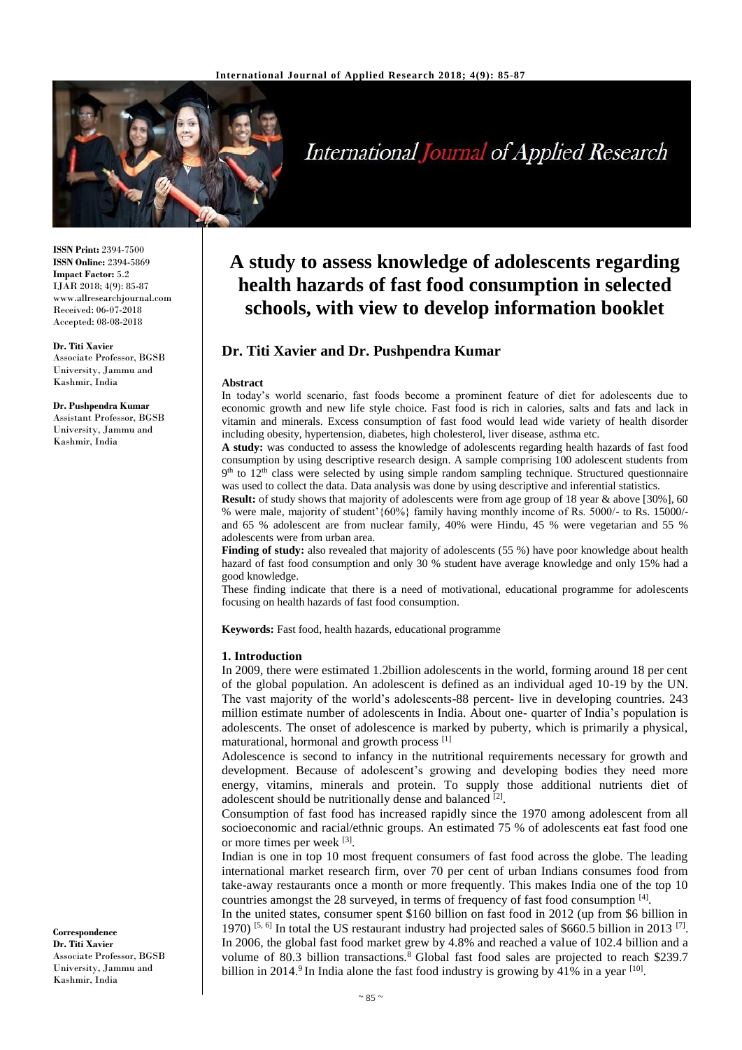**ISSN Print:** 2394-7500
**ISSN Online:** 2394-5869
**Impact Factor:** 5.2
IJAR 2018; 4(9): 85-87
www.allresearchjournal.com
Received: 06-07-2018
Accepted: 08-08-2018

**Dr. Titi Xavier**
Associate Professor, BGSB University, Jammu and Kashmir, India

**Dr. Pushpendra Kumar**
Assistant Professor, BGSB University, Jammu and Kashmir, India

**Correspondence**
**Dr. Titi Xavier**
Associate Professor, BGSB University, Jammu and Kashmir, India

# A study to assess knowledge of adolescents regarding health hazards of fast food consumption in selected schools, with view to develop information booklet

## Dr. Titi Xavier and Dr. Pushpendra Kumar

**Abstract**

In today's world scenario, fast foods become a prominent feature of diet for adolescents due to economic growth and new life style choice. Fast food is rich in calories, salts and fats and lack in vitamin and minerals. Excess consumption of fast food would lead wide variety of health disorder including obesity, hypertension, diabetes, high cholesterol, liver disease, asthma etc.

**A study:** was conducted to assess the knowledge of adolescents regarding health hazards of fast food consumption by using descriptive research design. A sample comprising 100 adolescent students from 9th to 12th class were selected by using simple random sampling technique. Structured questionnaire was used to collect the data. Data analysis was done by using descriptive and inferential statistics.

**Result:** of study shows that majority of adolescents were from age group of 18 year & above [30%], 60 % were male, majority of student'{60%} family having monthly income of Rs. 5000/- to Rs. 15000/- and 65 % adolescent are from nuclear family, 40% were Hindu, 45 % were vegetarian and 55 % adolescents were from urban area.

**Finding of study:** also revealed that majority of adolescents (55 %) have poor knowledge about health hazard of fast food consumption and only 30 % student have average knowledge and only 15% had a good knowledge.

These finding indicate that there is a need of motivational, educational programme for adolescents focusing on health hazards of fast food consumption.

**Keywords:** Fast food, health hazards, educational programme

### 1. Introduction

In 2009, there were estimated 1.2billion adolescents in the world, forming around 18 per cent of the global population. An adolescent is defined as an individual aged 10-19 by the UN. The vast majority of the world's adolescents-88 percent- live in developing countries. 243 million estimate number of adolescents in India. About one- quarter of India's population is adolescents. The onset of adolescence is marked by puberty, which is primarily a physical, maturational, hormonal and growth process [1]

Adolescence is second to infancy in the nutritional requirements necessary for growth and development. Because of adolescent's growing and developing bodies they need more energy, vitamins, minerals and protein. To supply those additional nutrients diet of adolescent should be nutritionally dense and balanced [2].

Consumption of fast food has increased rapidly since the 1970 among adolescent from all socioeconomic and racial/ethnic groups. An estimated 75 % of adolescents eat fast food one or more times per week [3].

Indian is one in top 10 most frequent consumers of fast food across the globe. The leading international market research firm, over 70 per cent of urban Indians consumes food from take-away restaurants once a month or more frequently. This makes India one of the top 10 countries amongst the 28 surveyed, in terms of frequency of fast food consumption [4].

In the united states, consumer spent $160 billion on fast food in 2012 (up from $6 billion in 1970) [5, 6] In total the US restaurant industry had projected sales of $660.5 billion in 2013 [7]. In 2006, the global fast food market grew by 4.8% and reached a value of 102.4 billion and a volume of 80.3 billion transactions.[8] Global fast food sales are projected to reach $239.7 billion in 2014.[9] In India alone the fast food industry is growing by 41% in a year [10].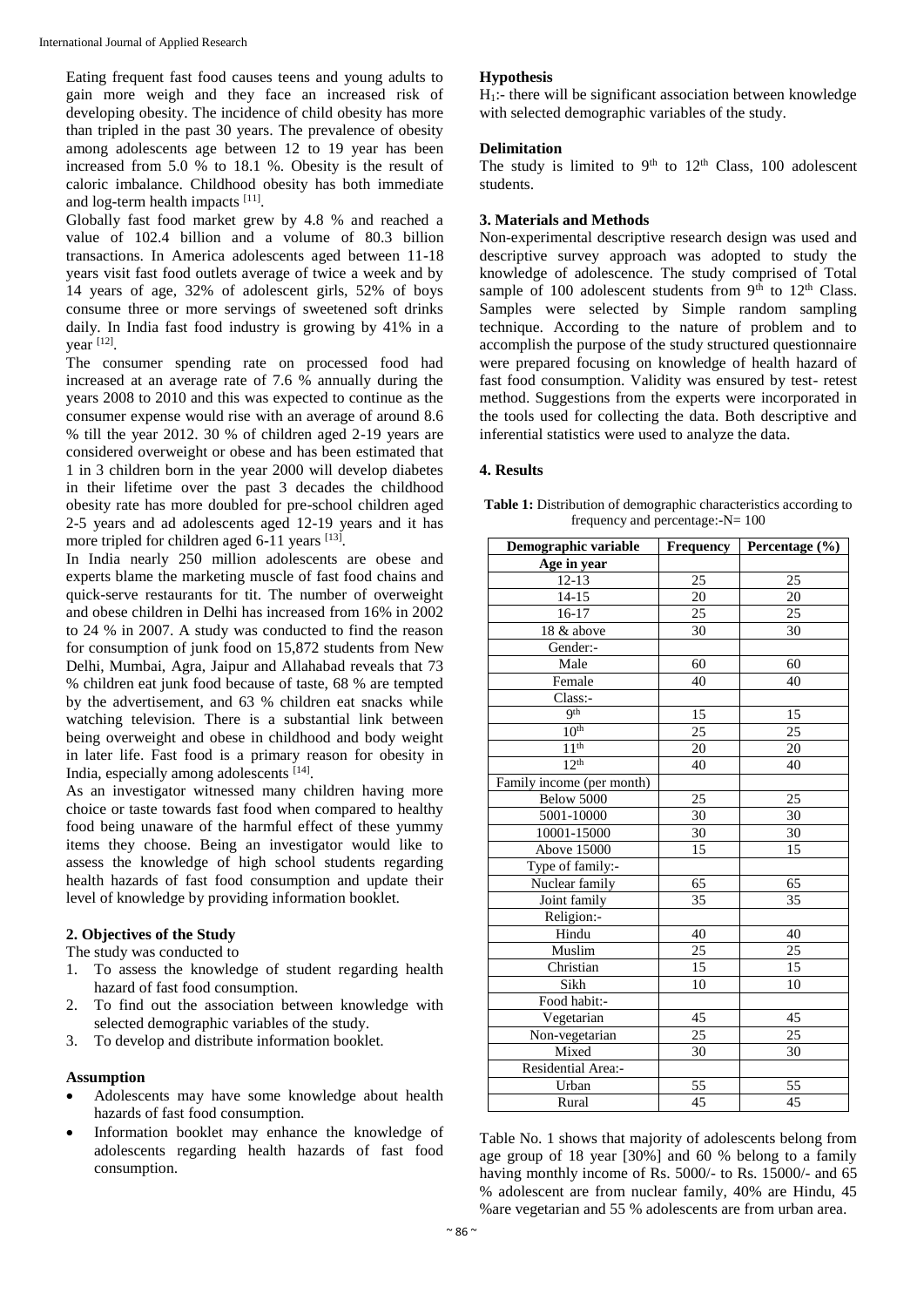Eating frequent fast food causes teens and young adults to gain more weigh and they face an increased risk of developing obesity. The incidence of child obesity has more than tripled in the past 30 years. The prevalence of obesity among adolescents age between 12 to 19 year has been increased from 5.0 % to 18.1 %. Obesity is the result of caloric imbalance. Childhood obesity has both immediate and log-term health impacts [11].

Globally fast food market grew by 4.8 % and reached a value of 102.4 billion and a volume of 80.3 billion transactions. In America adolescents aged between 11-18 years visit fast food outlets average of twice a week and by 14 years of age, 32% of adolescent girls, 52% of boys consume three or more servings of sweetened soft drinks daily. In India fast food industry is growing by 41% in a year [12].

The consumer spending rate on processed food had increased at an average rate of 7.6 % annually during the years 2008 to 2010 and this was expected to continue as the consumer expense would rise with an average of around 8.6 % till the year 2012. 30 % of children aged 2-19 years are considered overweight or obese and has been estimated that 1 in 3 children born in the year 2000 will develop diabetes in their lifetime over the past 3 decades the childhood obesity rate has more doubled for pre-school children aged 2-5 years and ad adolescents aged 12-19 years and it has more tripled for children aged 6-11 years [13].

In India nearly 250 million adolescents are obese and experts blame the marketing muscle of fast food chains and quick-serve restaurants for tit. The number of overweight and obese children in Delhi has increased from 16% in 2002 to 24 % in 2007. A study was conducted to find the reason for consumption of junk food on 15,872 students from New Delhi, Mumbai, Agra, Jaipur and Allahabad reveals that 73 % children eat junk food because of taste, 68 % are tempted by the advertisement, and 63 % children eat snacks while watching television. There is a substantial link between being overweight and obese in childhood and body weight in later life. Fast food is a primary reason for obesity in India, especially among adolescents [14].

As an investigator witnessed many children having more choice or taste towards fast food when compared to healthy food being unaware of the harmful effect of these yummy items they choose. Being an investigator would like to assess the knowledge of high school students regarding health hazards of fast food consumption and update their level of knowledge by providing information booklet.

## 2. Objectives of the Study

The study was conducted to

1. To assess the knowledge of student regarding health hazard of fast food consumption.
2. To find out the association between knowledge with selected demographic variables of the study.
3. To develop and distribute information booklet.

### Assumption

- Adolescents may have some knowledge about health hazards of fast food consumption.
- Information booklet may enhance the knowledge of adolescents regarding health hazards of fast food consumption.

### Hypothesis

$H_1$:- there will be significant association between knowledge with selected demographic variables of the study.

### Delimitation

The study is limited to 9th to 12th Class, 100 adolescent students.

## 3. Materials and Methods

Non-experimental descriptive research design was used and descriptive survey approach was adopted to study the knowledge of adolescence. The study comprised of Total sample of 100 adolescent students from 9th to 12th Class. Samples were selected by Simple random sampling technique. According to the nature of problem and to accomplish the purpose of the study structured questionnaire were prepared focusing on knowledge of health hazard of fast food consumption. Validity was ensured by test- retest method. Suggestions from the experts were incorporated in the tools used for collecting the data. Both descriptive and inferential statistics were used to analyze the data.

## 4. Results

**Table 1:** Distribution of demographic characteristics according to frequency and percentage:-N= 100

| Demographic variable | Frequency | Percentage (%) |
|---|---|---|
| **Age in year** | | |
| 12-13 | 25 | 25 |
| 14-15 | 20 | 20 |
| 16-17 | 25 | 25 |
| 18 & above | 30 | 30 |
| Gender:- | | |
| Male | 60 | 60 |
| Female | 40 | 40 |
| Class:- | | |
| 9th | 15 | 15 |
| 10th | 25 | 25 |
| 11th | 20 | 20 |
| 12th | 40 | 40 |
| Family income (per month) | | |
| Below 5000 | 25 | 25 |
| 5001-10000 | 30 | 30 |
| 10001-15000 | 30 | 30 |
| Above 15000 | 15 | 15 |
| Type of family:- | | |
| Nuclear family | 65 | 65 |
| Joint family | 35 | 35 |
| Religion:- | | |
| Hindu | 40 | 40 |
| Muslim | 25 | 25 |
| Christian | 15 | 15 |
| Sikh | 10 | 10 |
| Food habit:- | | |
| Vegetarian | 45 | 45 |
| Non-vegetarian | 25 | 25 |
| Mixed | 30 | 30 |
| Residential Area:- | | |
| Urban | 55 | 55 |
| Rural | 45 | 45 |

Table No. 1 shows that majority of adolescents belong from age group of 18 year [30%] and 60 % belong to a family having monthly income of Rs. 5000/- to Rs. 15000/- and 65 % adolescent are from nuclear family, 40% are Hindu, 45 %are vegetarian and 55 % adolescents are from urban area.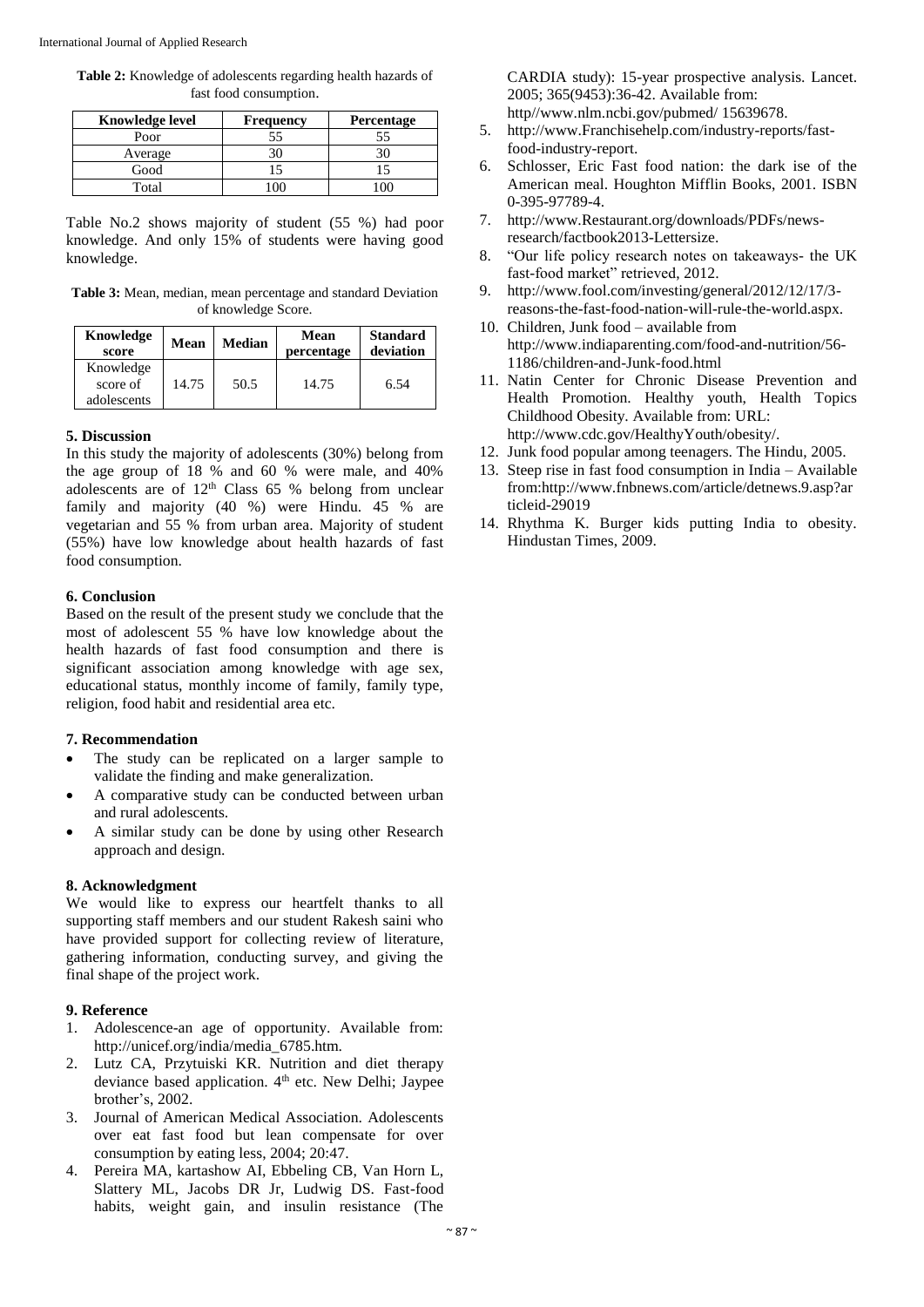**Table 2:** Knowledge of adolescents regarding health hazards of fast food consumption.

| Knowledge level | Frequency | Percentage |
|---|---|---|
| Poor | 55 | 55 |
| Average | 30 | 30 |
| Good | 15 | 15 |
| Total | 100 | 100 |

Table No.2 shows majority of student (55 %) had poor knowledge. And only 15% of students were having good knowledge.

**Table 3:** Mean, median, mean percentage and standard Deviation of knowledge Score.

| Knowledge score | Mean | Median | Mean percentage | Standard deviation |
|---|---|---|---|---|
| Knowledge score of adolescents | 14.75 | 50.5 | 14.75 | 6.54 |

## 5. Discussion

In this study the majority of adolescents (30%) belong from the age group of 18 % and 60 % were male, and 40% adolescents are of 12th Class 65 % belong from unclear family and majority (40 %) were Hindu. 45 % are vegetarian and 55 % from urban area. Majority of student (55%) have low knowledge about health hazards of fast food consumption.

## 6. Conclusion

Based on the result of the present study we conclude that the most of adolescent 55 % have low knowledge about the health hazards of fast food consumption and there is significant association among knowledge with age sex, educational status, monthly income of family, family type, religion, food habit and residential area etc.

## 7. Recommendation

- The study can be replicated on a larger sample to validate the finding and make generalization.
- A comparative study can be conducted between urban and rural adolescents.
- A similar study can be done by using other Research approach and design.

## 8. Acknowledgment

We would like to express our heartfelt thanks to all supporting staff members and our student Rakesh saini who have provided support for collecting review of literature, gathering information, conducting survey, and giving the final shape of the project work.

## 9. Reference

1. Adolescence-an age of opportunity. Available from: http://unicef.org/india/media_6785.htm.
2. Lutz CA, Przytuiski KR. Nutrition and diet therapy deviance based application. 4th etc. New Delhi; Jaypee brother's, 2002.
3. Journal of American Medical Association. Adolescents over eat fast food but lean compensate for over consumption by eating less, 2004; 20:47.
4. Pereira MA, kartashow AI, Ebbeling CB, Van Horn L, Slattery ML, Jacobs DR Jr, Ludwig DS. Fast-food habits, weight gain, and insulin resistance (The CARDIA study): 15-year prospective analysis. Lancet. 2005; 365(9453):36-42. Available from: http//www.nlm.ncbi.gov/pubmed/ 15639678.
5. http://www.Franchisehelp.com/industry-reports/fast-food-industry-report.
6. Schlosser, Eric Fast food nation: the dark ise of the American meal. Houghton Mifflin Books, 2001. ISBN 0-395-97789-4.
7. http://www.Restaurant.org/downloads/PDFs/news-research/factbook2013-Lettersize.
8. "Our life policy research notes on takeaways- the UK fast-food market" retrieved, 2012.
9. http://www.fool.com/investing/general/2012/12/17/3-reasons-the-fast-food-nation-will-rule-the-world.aspx.
10. Children, Junk food – available from http://www.indiaparenting.com/food-and-nutrition/56-1186/children-and-Junk-food.html
11. Natin Center for Chronic Disease Prevention and Health Promotion. Healthy youth, Health Topics Childhood Obesity. Available from: URL: http://www.cdc.gov/HealthyYouth/obesity/.
12. Junk food popular among teenagers. The Hindu, 2005.
13. Steep rise in fast food consumption in India – Available from:http://www.fnbnews.com/article/detnews.9.asp?articleid-29019
14. Rhythma K. Burger kids putting India to obesity. Hindustan Times, 2009.